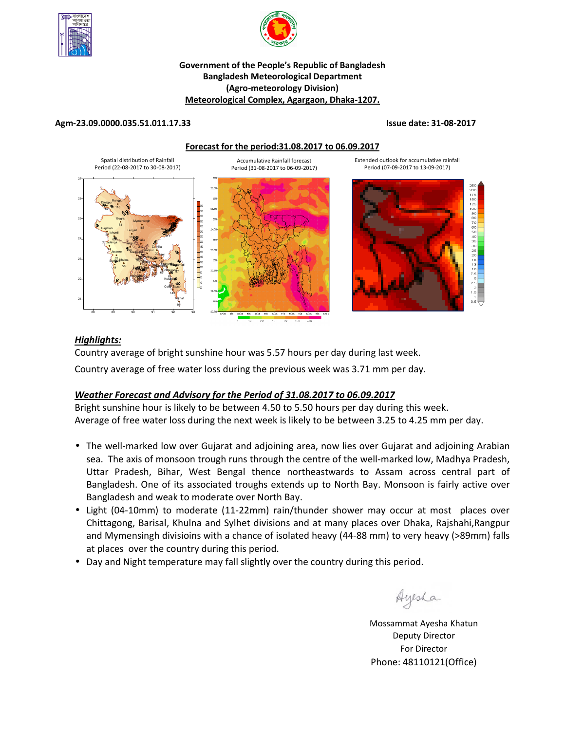**Government of the People's Republic of Bangladesh**
**Bangladesh Meteorological Department**
**(Agro-meteorology Division)**
**Meteorological Complex, Agargaon, Dhaka-1207.**

**Agm-23.09.0000.035.51.011.17.33** **Issue date: 31-08-2017**

**Forecast for the period:31.08.2017 to 06.09.2017**

Spatial distribution of Rainfall Period (22-08-2017 to 30-08-2017)

Accumulative Rainfall forecast Period (31-08-2017 to 06-09-2017)

Extended outlook for accumulative rainfall Period (07-09-2017 to 13-09-2017)

## *Highlights:*

Country average of bright sunshine hour was 5.57 hours per day during last week.

Country average of free water loss during the previous week was 3.71 mm per day.

## *Weather Forecast and Advisory for the Period of 31.08.2017 to 06.09.2017*

Bright sunshine hour is likely to be between 4.50 to 5.50 hours per day during this week.
Average of free water loss during the next week is likely to be between 3.25 to 4.25 mm per day.

- The well-marked low over Gujarat and adjoining area, now lies over Gujarat and adjoining Arabian sea. The axis of monsoon trough runs through the centre of the well-marked low, Madhya Pradesh, Uttar Pradesh, Bihar, West Bengal thence northeastwards to Assam across central part of Bangladesh. One of its associated troughs extends up to North Bay. Monsoon is fairly active over Bangladesh and weak to moderate over North Bay.
- Light (04-10mm) to moderate (11-22mm) rain/thunder shower may occur at most places over Chittagong, Barisal, Khulna and Sylhet divisions and at many places over Dhaka, Rajshahi,Rangpur and Mymensingh divisioins with a chance of isolated heavy (44-88 mm) to very heavy (>89mm) falls at places over the country during this period.
- Day and Night temperature may fall slightly over the country during this period.

Mossammat Ayesha Khatun
Deputy Director
For Director
Phone: 48110121(Office)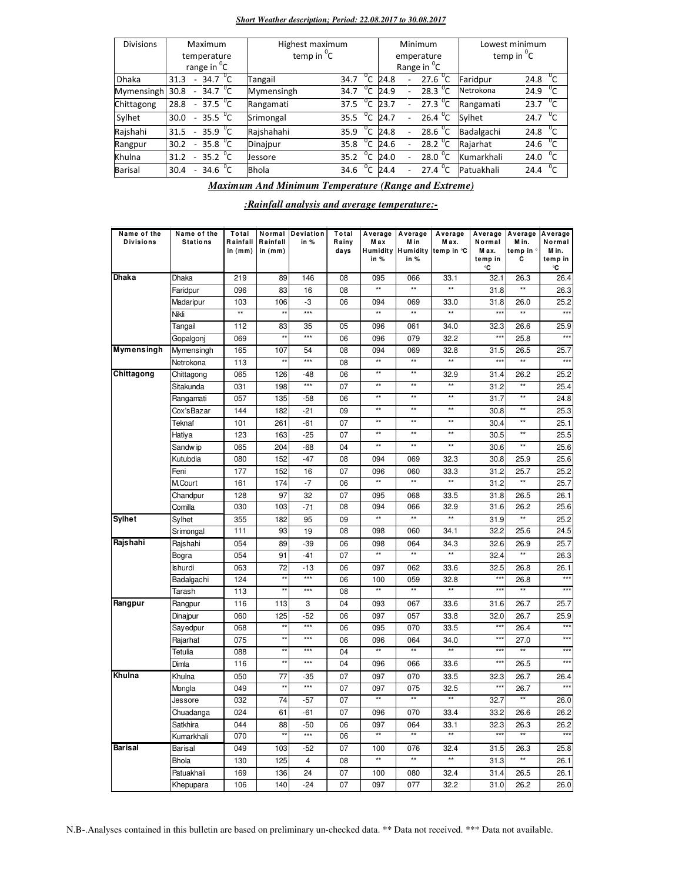***Short Weather description; Period: 22.08.2017 to 30.08.2017***

| Divisions | Maximum temperature range in $^0$C | Highest maximum temp in $^0$C | | Minimum emperature Range in $^0$C | Lowest minimum temp in $^0$C | |
|---|---|---|---|---|---|---|
| Dhaka | 31.3 - 34.7 $^0$C | Tangail | 34.7 $^0$C | 24.8 - 27.6 $^0$C | Faridpur | 24.8 $^0$C |
| Mymensingh | 30.8 - 34.7 $^0$C | Mymensingh | 34.7 $^0$C | 24.9 - 28.3 $^0$C | Netrokona | 24.9 $^0$C |
| Chittagong | 28.8 - 37.5 $^0$C | Rangamati | 37.5 $^0$C | 23.7 - 27.3 $^0$C | Rangamati | 23.7 $^0$C |
| Sylhet | 30.0 - 35.5 $^0$C | Srimongal | 35.5 $^0$C | 24.7 - 26.4 $^0$C | Sylhet | 24.7 $^0$C |
| Rajshahi | 31.5 - 35.9 $^0$C | Rajshahahi | 35.9 $^0$C | 24.8 - 28.6 $^0$C | Badalgachi | 24.8 $^0$C |
| Rangpur | 30.2 - 35.8 $^0$C | Dinajpur | 35.8 $^0$C | 24.6 - 28.2 $^0$C | Rajarhat | 24.6 $^0$C |
| Khulna | 31.2 - 35.2 $^0$C | Jessore | 35.2 $^0$C | 24.0 - 28.0 $^0$C | Kumarkhali | 24.0 $^0$C |
| Barisal | 30.4 - 34.6 $^0$C | Bhola | 34.6 $^0$C | 24.4 - 27.4 $^0$C | Patuakhali | 24.4 $^0$C |

***Maximum And Minimum Temperature (Range and Extreme)***

***:Rainfall analysis and average temperature:-***

| Name of the Divisions | Name of the Stations | Total Rainfall in (mm) | Normal Rainfall in (mm) | Deviation in % | Total Rainy days | Average Max Humidity in % | Average Min Humidity in % | Average Max. temp in °C | Average Normal Max. temp in °C | Average Min. temp in °C | Average Normal Min. temp in °C |
|---|---|---|---|---|---|---|---|---|---|---|---|
| **Dhaka** | Dhaka | 219 | 89 | 146 | 08 | 095 | 066 | 33.1 | 32.1 | 26.3 | 26.4 |
| | Faridpur | 096 | 83 | 16 | 08 | ** | ** | ** | 31.8 | ** | 26.3 |
| | Madaripur | 103 | 106 | -3 | 06 | 094 | 069 | 33.0 | 31.8 | 26.0 | 25.2 |
| | Nikli | ** | ** | *** | | ** | ** | ** | *** | ** | *** |
| | Tangail | 112 | 83 | 35 | 05 | 096 | 061 | 34.0 | 32.3 | 26.6 | 25.9 |
| | Gopalgonj | 069 | ** | *** | 06 | 096 | 079 | 32.2 | *** | 25.8 | *** |
| **Mymensingh** | Mymensingh | 165 | 107 | 54 | 08 | 094 | 069 | 32.8 | 31.5 | 26.5 | 25.7 |
| | Netrokona | 113 | ** | *** | 08 | ** | ** | ** | *** | ** | *** |
| **Chittagong** | Chittagong | 065 | 126 | -48 | 06 | ** | ** | 32.9 | 31.4 | 26.2 | 25.2 |
| | Sitakunda | 031 | 198 | *** | 07 | ** | ** | ** | 31.2 | ** | 25.4 |
| | Rangamati | 057 | 135 | -58 | 06 | ** | ** | ** | 31.7 | ** | 24.8 |
| | Cox'sBazar | 144 | 182 | -21 | 09 | ** | ** | ** | 30.8 | ** | 25.3 |
| | Teknaf | 101 | 261 | -61 | 07 | ** | ** | ** | 30.4 | ** | 25.1 |
| | Hatiya | 123 | 163 | -25 | 07 | ** | ** | ** | 30.5 | ** | 25.5 |
| | Sandwip | 065 | 204 | -68 | 04 | ** | ** | ** | 30.6 | ** | 25.6 |
| | Kutubdia | 080 | 152 | -47 | 08 | 094 | 069 | 32.3 | 30.8 | 25.9 | 25.6 |
| | Feni | 177 | 152 | 16 | 07 | 096 | 060 | 33.3 | 31.2 | 25.7 | 25.2 |
| | M.Court | 161 | 174 | -7 | 06 | ** | ** | ** | 31.2 | ** | 25.7 |
| | Chandpur | 128 | 97 | 32 | 07 | 095 | 068 | 33.5 | 31.8 | 26.5 | 26.1 |
| | Comilla | 030 | 103 | -71 | 08 | 094 | 066 | 32.9 | 31.6 | 26.2 | 25.6 |
| **Sylhet** | Sylhet | 355 | 182 | 95 | 09 | ** | ** | ** | 31.9 | ** | 25.2 |
| | Srimongal | 111 | 93 | 19 | 08 | 098 | 060 | 34.1 | 32.2 | 25.6 | 24.5 |
| **Rajshahi** | Rajshahi | 054 | 89 | -39 | 06 | 098 | 064 | 34.3 | 32.6 | 26.9 | 25.7 |
| | Bogra | 054 | 91 | -41 | 07 | ** | ** | ** | 32.4 | ** | 26.3 |
| | Ishurdi | 063 | 72 | -13 | 06 | 097 | 062 | 33.6 | 32.5 | 26.8 | 26.1 |
| | Badalgachi | 124 | ** | *** | 06 | 100 | 059 | 32.8 | *** | 26.8 | *** |
| | Tarash | 113 | ** | *** | 08 | ** | ** | ** | *** | ** | *** |
| **Rangpur** | Rangpur | 116 | 113 | 3 | 04 | 093 | 067 | 33.6 | 31.6 | 26.7 | 25.7 |
| | Dinajpur | 060 | 125 | -52 | 06 | 097 | 057 | 33.8 | 32.0 | 26.7 | 25.9 |
| | Sayedpur | 068 | ** | *** | 06 | 095 | 070 | 33.5 | *** | 26.4 | *** |
| | Rajarhat | 075 | ** | *** | 06 | 096 | 064 | 34.0 | *** | 27.0 | *** |
| | Tetulia | 088 | ** | *** | 04 | ** | ** | ** | *** | ** | *** |
| | Dimla | 116 | ** | *** | 04 | 096 | 066 | 33.6 | *** | 26.5 | *** |
| **Khulna** | Khulna | 050 | 77 | -35 | 07 | 097 | 070 | 33.5 | 32.3 | 26.7 | 26.4 |
| | Mongla | 049 | ** | *** | 07 | 097 | 075 | 32.5 | *** | 26.7 | *** |
| | Jessore | 032 | 74 | -57 | 07 | ** | ** | ** | 32.7 | ** | 26.0 |
| | Chuadanga | 024 | 61 | -61 | 07 | 096 | 070 | 33.4 | 33.2 | 26.6 | 26.2 |
| | Satkhira | 044 | 88 | -50 | 06 | 097 | 064 | 33.1 | 32.3 | 26.3 | 26.2 |
| | Kumarkhali | 070 | ** | *** | 06 | ** | ** | ** | *** | ** | *** |
| **Barisal** | Barisal | 049 | 103 | -52 | 07 | 100 | 076 | 32.4 | 31.5 | 26.3 | 25.8 |
| | Bhola | 130 | 125 | 4 | 08 | ** | ** | ** | 31.3 | ** | 26.1 |
| | Patuakhali | 169 | 136 | 24 | 07 | 100 | 080 | 32.4 | 31.4 | 26.5 | 26.1 |
| | Khepupara | 106 | 140 | -24 | 07 | 097 | 077 | 32.2 | 31.0 | 26.2 | 26.0 |

N.B-.Analyses contained in this bulletin are based on preliminary un-checked data. ** Data not received. *** Data not available.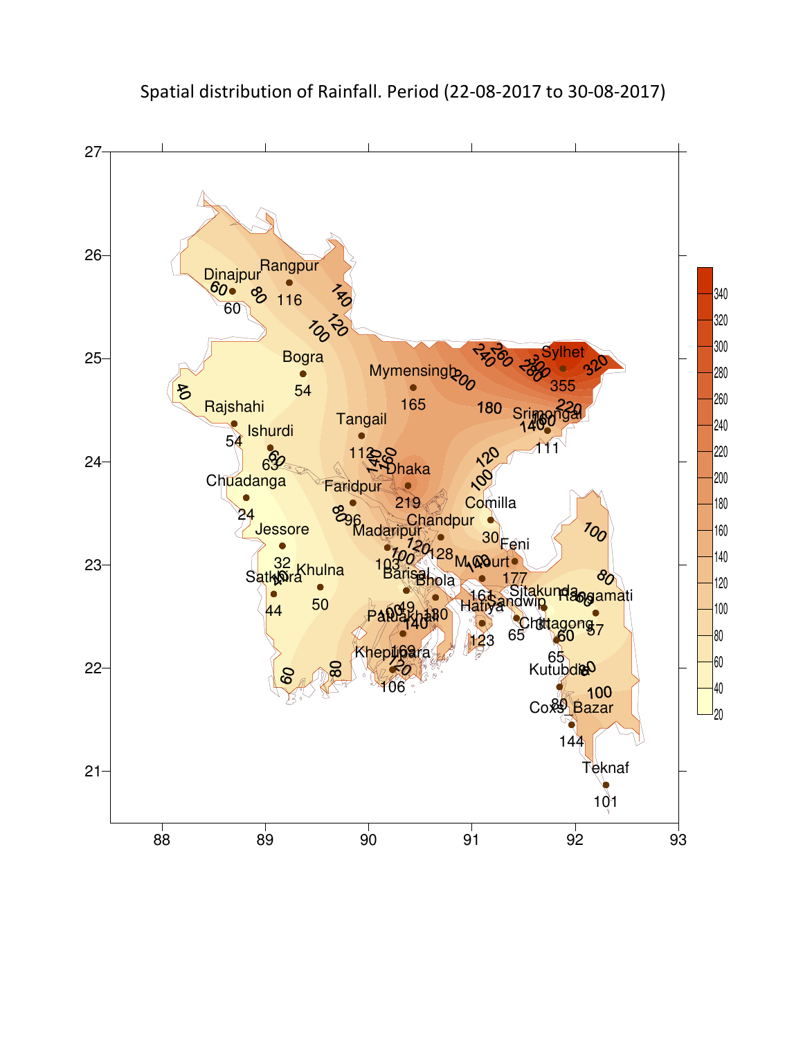# Spatial distribution of Rainfall. Period (22-08-2017 to 30-08-2017)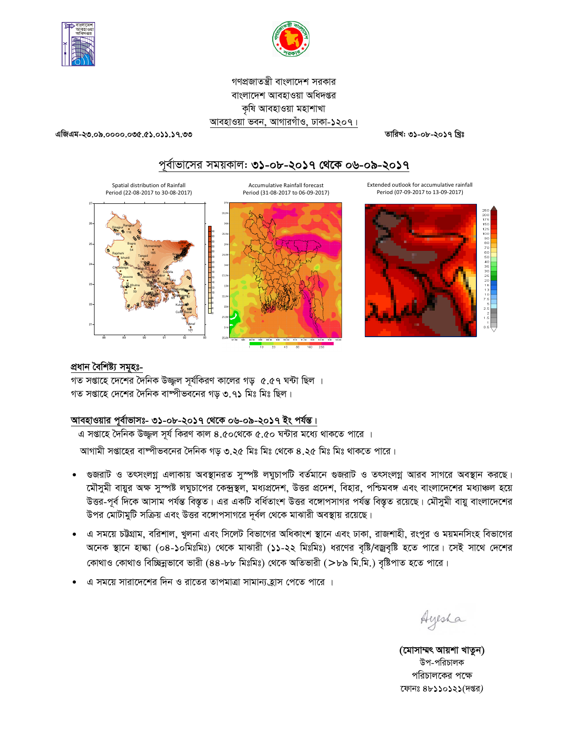গণপ্রজাতন্ত্রী বাংলাদেশ সরকার
বাংলাদেশ আবহাওয়া অধিদপ্তর
কৃষি আবহাওয়া মহাশাখা
আবহাওয়া ভবন, আগারগাঁও, ঢাকা-১২০৭।

এজিএম-২৩.০৯.০০০০.০৩৫.৫১.০১১.১৭.৩৩ তারিখ: ৩১-০৮-২০১৭ খ্রিঃ

## পূর্বাভাসের সময়কাল: ৩১-০৮-২০১৭ থেকে ০৬-০৯-২০১৭

Spatial distribution of Rainfall Period (22-08-2017 to 30-08-2017)

Accumulative Rainfall forecast Period (31-08-2017 to 06-09-2017)

Extended outlook for accumulative rainfall Period (07-09-2017 to 13-09-2017)

### প্রধান বৈশিষ্ট্য সমূহঃ-

গত সপ্তাহে দেশের দৈনিক উজ্জ্বল সূর্যকিরণ কালের গড় ৫.৫৭ ঘন্টা ছিল ।
গত সপ্তাহে দেশের দৈনিক বাষ্পীভবনের গড় ৩.৭১ মিঃ মিঃ ছিল।

### আবহাওয়ার পূর্বাভাসঃ- ৩১-০৮-২০১৭ থেকে ০৬-০৯-২০১৭ ইং পর্যন্ত।

এ সপ্তাহে দৈনিক উজ্জ্বল সূর্য কিরণ কাল ৪.৫০থেকে ৫.৫০ ঘন্টার মধ্যে থাকতে পারে ।

আগামী সপ্তাহের বাষ্পীভবনের দৈনিক গড় ৩.২৫ মিঃ মিঃ থেকে ৪.২৫ মিঃ মিঃ থাকতে পারে।

- গুজরাট ও তৎসংলগ্ন এলাকায় অবস্থানরত সুস্পষ্ট লঘুচাপটি বর্তমানে গুজরাট ও তৎসংলগ্ন আরব সাগরে অবস্থান করছে। মৌসুমী বায়ুর অক্ষ সুস্পষ্ট লঘুচাপের কেন্দ্রস্থল, মধ্যপ্রদেশ, উত্তর প্রদেশ, বিহার, পশ্চিমবঙ্গ এবং বাংলাদেশের মধ্যাঞ্চল হয়ে উত্তর-পূর্ব দিকে আসাম পর্যন্ত বিস্তৃত। এর একটি বর্ধিতাংশ উত্তর বঙ্গোপসাগর পর্যন্ত বিস্তৃত রয়েছে। মৌসুমী বায়ু বাংলাদেশের উপর মোটামুটি সক্রিয় এবং উত্তর বঙ্গোপসাগরে দূর্বল থেকে মাঝারী অবস্থায় রয়েছে।
- এ সময়ে চট্টগ্রাম, বরিশাল, খুলনা এবং সিলেট বিভাগের অধিকাংশ স্থানে এবং ঢাকা, রাজশাহী, রংপুর ও ময়মনসিংহ বিভাগের অনেক স্থানে হাল্কা (০৪-১০মিঃমিঃ) থেকে মাঝারী (১১-২২ মিঃমিঃ) ধরণের বৃষ্টি/বজ্রবৃষ্টি হতে পারে। সেই সাথে দেশের কোথাও কোথাও বিচ্ছিন্নভাবে ভারী (৪৪-৮৮ মিঃমিঃ) থেকে অতিভারী (>৮৯ মি.মি.) বৃষ্টিপাত হতে পারে।
- এ সময়ে সারাদেশের দিন ও রাতের তাপমাত্রা সামান্য হ্রাস পেতে পারে ।

Ayesha

**(মোসাম্মৎ আয়শা খাতুন)**
উপ-পরিচালক
পরিচালকের পক্ষে
ফোনঃ ৪৮১১০১২১(দপ্তর)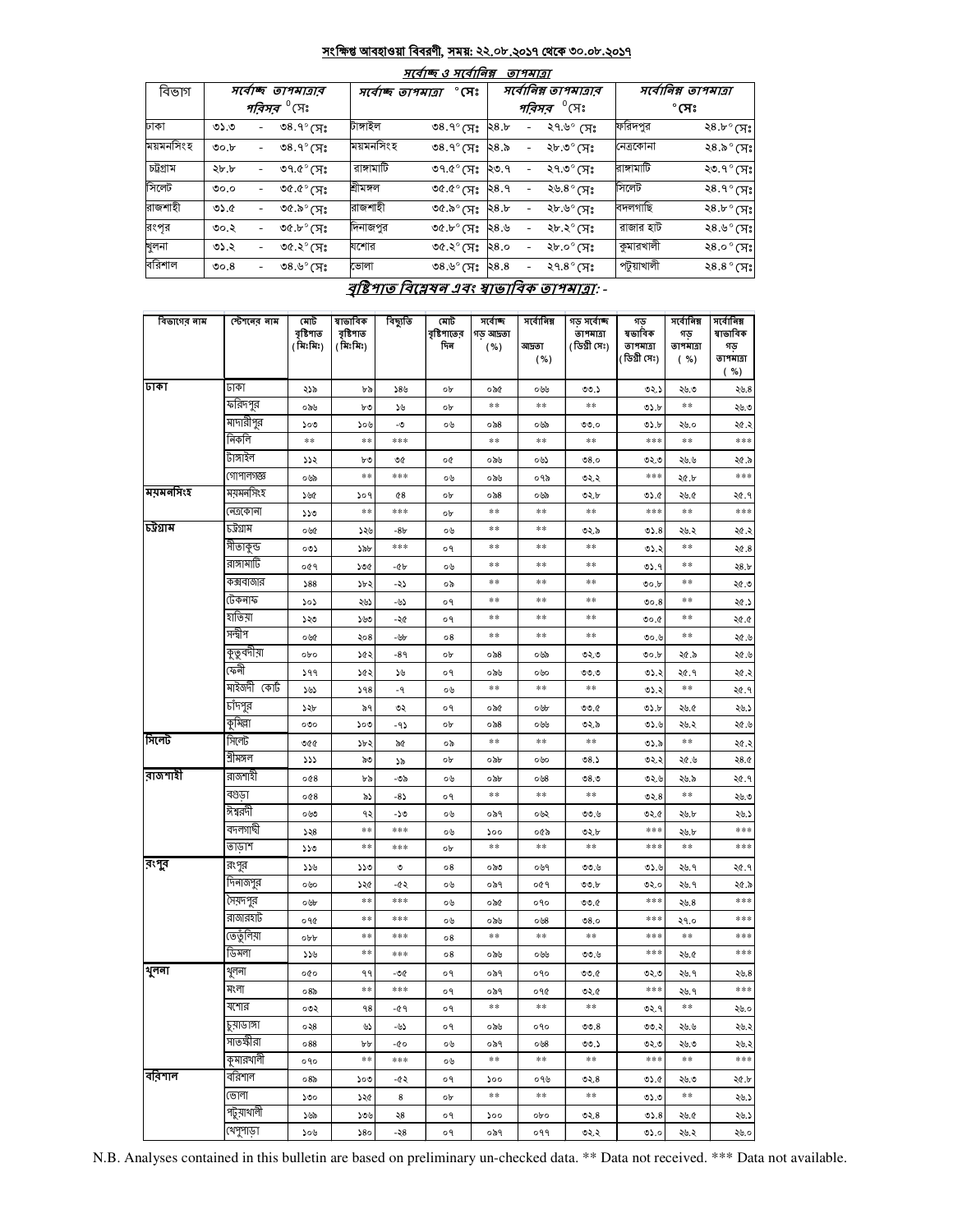## সংক্ষিপ্ত আবহাওয়া বিবরণী, সময়: ২২.০৮.২০১৭ থেকে ৩০.০৮.২০১৭

### সর্বোচ্চ ও সর্বোনিম্ন তাপমাত্রা

| বিভাগ | সর্বোচ্চ তাপমাত্রার পরিসর °সেঃ | সর্বোচ্চ তাপমাত্রা °সেঃ | | সর্বোনিম্ন তাপমাত্রার পরিসর °সেঃ | সর্বোনিম্ন তাপমাত্রা °সেঃ | |
|---|---|---|---|---|---|---|
| ঢাকা | ৩১.৩ - ৩৪.৭° সেঃ | টাঙ্গাইল | ৩৪.৭° সেঃ | ২৪.৮ - ২৭.৬° সেঃ | ফরিদপুর | ২৪.৮° সেঃ |
| ময়মনসিংহ | ৩০.৮ - ৩৪.৭° সেঃ | ময়মনসিংহ | ৩৪.৭° সেঃ | ২৪.৯ - ২৮.৩° সেঃ | নেত্রকোনা | ২৪.৯° সেঃ |
| চট্টগ্রাম | ২৮.৮ - ৩৭.৫° সেঃ | রাঙ্গামাটি | ৩৭.৫° সেঃ | ২৩.৭ - ২৭.৩° সেঃ | রাঙ্গামাটি | ২৩.৭° সেঃ |
| সিলেট | ৩৩.০ - ৩৫.৫° সেঃ | শ্রীমঙ্গল | ৩৫.৫° সেঃ | ২৪.৭ - ২৬.৪° সেঃ | সিলেট | ২৪.৭° সেঃ |
| রাজশাহী | ৩১.৫ - ৩৫.৯° সেঃ | রাজশাহী | ৩৫.৯° সেঃ | ২৪.৮ - ২৮.৬° সেঃ | বদলগাছি | ২৪.৮° সেঃ |
| রংপুর | ৩০.২ - ৩৫.৮° সেঃ | দিনাজপুর | ৩৫.৮° সেঃ | ২৪.৬ - ২৮.২° সেঃ | রাজার হাট | ২৪.৬° সেঃ |
| খুলনা | ৩১.২ - ৩৫.২° সেঃ | যশোর | ৩৫.২° সেঃ | ২৪.০ - ২৮.০° সেঃ | কুমারখালী | ২৪.০° সেঃ |
| বরিশাল | ৩০.৪ - ৩৪.৬° সেঃ | ভোলা | ৩৪.৬° সেঃ | ২৪.৪ - ২৭.৪° সেঃ | পটুয়াখালী | ২৪.৪° সেঃ |

### বৃষ্টিপাত বিশ্লেষন এবং স্বাভাবিক তাপমাত্রা: -

| বিভাগের নাম | স্টেশনের নাম | মোট বৃষ্টিপাত (মিঃমিঃ) | স্বাভাবিক বৃষ্টিপাত (মিঃমিঃ) | বিচ্যুতি | মোট বৃষ্টিপাতের দিন | সর্বোচ্চ গড় আদ্রতা (%) | সর্বোনিম্ন আদ্রতা (%) | গড় সর্বোচ্চ তাপমাত্রা (ডিগ্রী সেঃ) | গড় স্বাভাবিক তাপমাত্রা (ডিগ্রী সেঃ) | সর্বোনিম্ন গড় তাপমাত্রা (%) | সর্বোনিম্ন স্বাভাবিক গড় তাপমাত্রা (%) |
|---|---|---|---|---|---|---|---|---|---|---|---|
| ঢাকা | ঢাকা | ২১৯ | ৮৯ | ১৪৬ | ০৮ | ০৯৫ | ০৬৬ | ৩৩.১ | ৩২.১ | ২৬.৩ | ২৬.৪ |
| | ফরিদপুর | ০৯৬ | ৮৩ | ১৬ | ০৮ | ** | ** | ** | ৩১.৮ | ** | ২৬.৩ |
| | মাদারীপুর | ১০৩ | ১০৬ | -৩ | ০৬ | ০৯৪ | ০৬৯ | ৩৩.০ | ৩১.৮ | ২৬.০ | ২৫.২ |
| | নিকলি | ** | ** | *** | | ** | ** | ** | *** | ** | *** |
| | টাঙ্গাইল | ১১২ | ৮৩ | ৩৫ | ০৫ | ০৯৬ | ০৬১ | ৩৪.০ | ৩২.৩ | ২৬.৬ | ২৫.৯ |
| | গোপালগঞ্জ | ০৬৯ | ** | *** | ০৬ | ০৯৬ | ০৭৯ | ৩২.২ | *** | ২৫.৮ | *** |
| ময়মনসিংহ | ময়মনসিংহ | ১৬৫ | ১০৭ | ৫৪ | ০৮ | ০৯৪ | ০৬৯ | ৩২.৮ | ৩১.৫ | ২৬.৫ | ২৫.৭ |
| | নেত্রকোনা | ১১৩ | ** | *** | ০৮ | ** | ** | ** | *** | ** | *** |
| চট্টগ্রাম | চট্টগ্রাম | ০৬৫ | ১২৬ | -৪৮ | ০৬ | ** | ** | ৩২.৯ | ৩১.৪ | ২৬.২ | ২৫.২ |
| | সীতাকুন্ড | ০৩১ | ১৯৮ | *** | ০৭ | ** | ** | ** | ৩১.২ | ** | ২৫.৪ |
| | রাঙ্গামাটি | ০৫৭ | ১৩৫ | -৫৮ | ০৬ | ** | ** | ** | ৩১.৭ | ** | ২৪.৮ |
| | কক্সবাজার | ১৪৪ | ১৮২ | -২১ | ০৯ | ** | ** | ** | ৩০.৮ | ** | ২৫.৩ |
| | টেকনাফ | ১০১ | ২৬১ | -৬১ | ০৭ | ** | ** | ** | ৩০.৪ | ** | ২৫.১ |
| | হাতিয়া | ১২৩ | ১৬৩ | -২৫ | ০৭ | ** | ** | ** | ৩০.৫ | ** | ২৫.৫ |
| | সন্দ্বীপ | ০৬৫ | ২০৪ | -৬৮ | ০৪ | ** | ** | ** | ৩০.৬ | ** | ২৫.৬ |
| | কুতুবদীয়া | ০৮০ | ১৫২ | -৪৭ | ০৮ | ০৯৪ | ০৬৯ | ৩২.৩ | ৩০.৮ | ২৫.৯ | ২৫.৬ |
| | ফেনী | ১৭৭ | ১৫২ | ১৬ | ০৭ | ০৯৬ | ০৬০ | ৩৩.৩ | ৩১.২ | ২৫.৭ | ২৫.২ |
| | মাইজদী কোর্ট | ১৬১ | ১৭৪ | -৭ | ০৬ | ** | ** | ** | ৩১.২ | ** | ২৫.৭ |
| | চাঁদপুর | ১২৮ | ৯৭ | ৩২ | ০৭ | ০৯৫ | ০৬৮ | ৩৩.৫ | ৩১.৮ | ২৬.৫ | ২৬.১ |
| | কুমিল্লা | ০৩০ | ১০৩ | -৭১ | ০৮ | ০৯৪ | ০৬৬ | ৩২.৯ | ৩১.৬ | ২৬.২ | ২৫.৬ |
| সিলেট | সিলেট | ৩৫৫ | ১৮২ | ৯৫ | ০৯ | ** | ** | ** | ৩১.৯ | ** | ২৫.২ |
| | শ্রীমঙ্গল | ১১১ | ৯৩ | ১৯ | ০৮ | ০৯৮ | ০৬০ | ৩৪.১ | ৩২.২ | ২৫.৬ | ২৪.৫ |
| রাজশাহী | রাজশাহী | ০৫৪ | ৮৯ | -৩৯ | ০৬ | ০৯৮ | ০৬৪ | ৩৪.৩ | ৩২.৬ | ২৬.৯ | ২৫.৭ |
| | বগুড়া | ০৫৪ | ৯১ | -৪১ | ০৭ | ** | ** | ** | ৩২.৪ | ** | ২৬.৩ |
| | ঈশ্বরদী | ০৬৩ | ৭২ | -১৩ | ০৬ | ০৯৭ | ০৬২ | ৩৩.৬ | ৩২.৫ | ২৬.৮ | ২৬.১ |
| | বদলগাছী | ১২৪ | ** | *** | ০৬ | ১০০ | ০৫৯ | ৩২.৮ | *** | ২৬.৮ | *** |
| | তাড়াশ | ১১৩ | ** | *** | ০৮ | ** | ** | ** | *** | ** | *** |
| রংপুর | রংপুর | ১১৬ | ১১৩ | ৩ | ০৪ | ০৯৩ | ০৬৭ | ৩৩.৬ | ৩১.৬ | ২৬.৭ | ২৫.৭ |
| | দিনাজপুর | ০৬০ | ১২৫ | -৫২ | ০৬ | ০৯৭ | ০৫৭ | ৩৩.৮ | ৩২.০ | ২৬.৭ | ২৫.৯ |
| | সৈয়দপুর | ০৬৮ | ** | *** | ০৬ | ০৯৫ | ০৭০ | ৩৩.৫ | *** | ২৬.৪ | *** |
| | রাজারহাট | ০৭৫ | ** | *** | ০৬ | ০৯৬ | ০৬৪ | ৩৪.০ | *** | ২৭.০ | *** |
| | তেতুঁলিয়া | ০৮৮ | ** | *** | ০৪ | ** | ** | ** | *** | ** | *** |
| | ডিমলা | ১১৬ | ** | *** | ০৪ | ০৯৬ | ০৬৬ | ৩৩.৬ | *** | ২৬.৫ | *** |
| খুলনা | খুলনা | ০৫০ | ৭৭ | -৩৫ | ০৭ | ০৯৭ | ০৭০ | ৩৩.৫ | ৩২.৩ | ২৬.৭ | ২৬.৪ |
| | মংলা | ০৪৯ | ** | *** | ০৭ | ০৯৭ | ০৭৫ | ৩২.৫ | *** | ২৬.৭ | *** |
| | যশোর | ০৩২ | ৭৪ | -৫৭ | ০৭ | ** | ** | ** | ৩২.৭ | ** | ২৬.০ |
| | চুয়াডাঙ্গা | ০২৪ | ৬১ | -৬১ | ০৭ | ০৯৬ | ০৭০ | ৩৩.৪ | ৩৩.২ | ২৬.৬ | ২৬.২ |
| | সাতক্ষীরা | ০৪৪ | ৮৮ | -৫০ | ০৬ | ০৯৭ | ০৬৪ | ৩৩.১ | ৩২.৩ | ২৬.৩ | ২৬.২ |
| | কুমারখালী | ০৭০ | ** | *** | ০৬ | ** | ** | ** | *** | ** | *** |
| বরিশাল | বরিশাল | ০৪৯ | ১০৩ | -৫২ | ০৭ | ১০০ | ০৭৬ | ৩২.৪ | ৩১.৫ | ২৬.৩ | ২৫.৮ |
| | ভোলা | ১৩০ | ১২৫ | ৪ | ০৮ | ** | ** | ** | ৩১.৩ | ** | ২৬.১ |
| | পটুয়াখালী | ১৬৯ | ১৩৬ | ২৪ | ০৭ | ১০০ | ০৮০ | ৩২.৪ | ৩১.৪ | ২৬.৫ | ২৬.১ |
| | খেপুপাড়া | ১০৬ | ১৪০ | -২৪ | ০৭ | ০৯৭ | ০৭৭ | ৩২.২ | ৩১.০ | ২৬.২ | ২৬.০ |

N.B. Analyses contained in this bulletin are based on preliminary un-checked data. ** Data not received. *** Data not available.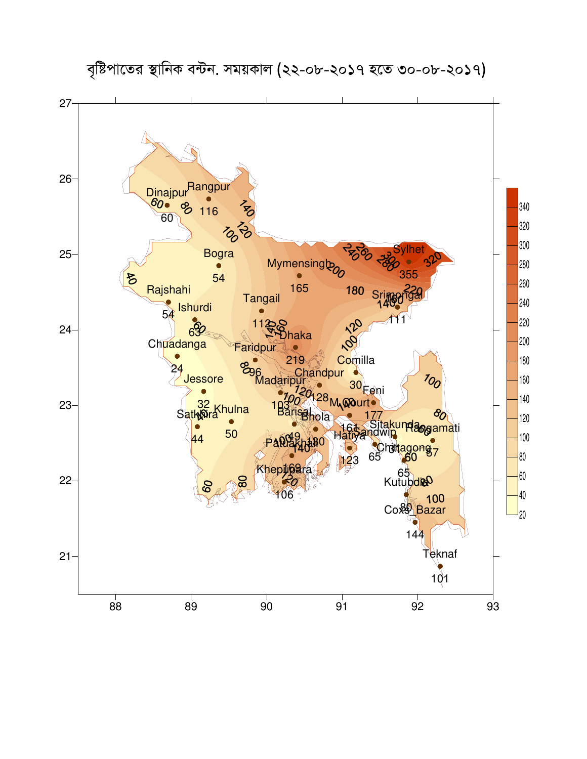# বৃষ্টিপাতের স্থানিক বন্টন. সময়কাল (২২-০৮-২০১৭ হতে ৩০-০৮-২০১৭)

27
26
25
24
23
22
21

88
89
90
91
92
93

20
40
60
80
100
120
140
160
180
200
220
240
260
280
300
320
340

Dinajpur 60
Rangpur 116
Bogra 54
Rajshahi 54
Ishurdi 63
Chuadanga 24
Jessore 32
Satkhira 44
Khulna 50
Faridpur 96
Madaripur 103
Tangail 112
Mymensingh 165
Dhaka 219
Sylhet 355
Srimongal 111
Comilla 30
Chandpur 128
Feni 177
M.Court 161
Barisal 49
Bhola 180
Patuakhali 140
Khepupara 169
106
Hatiya 123
Sandwip 65
Sitakunda 65
Chittagong
Rangamati 57
Kutubdia 80
Coxs_Bazar 144
Teknaf 101